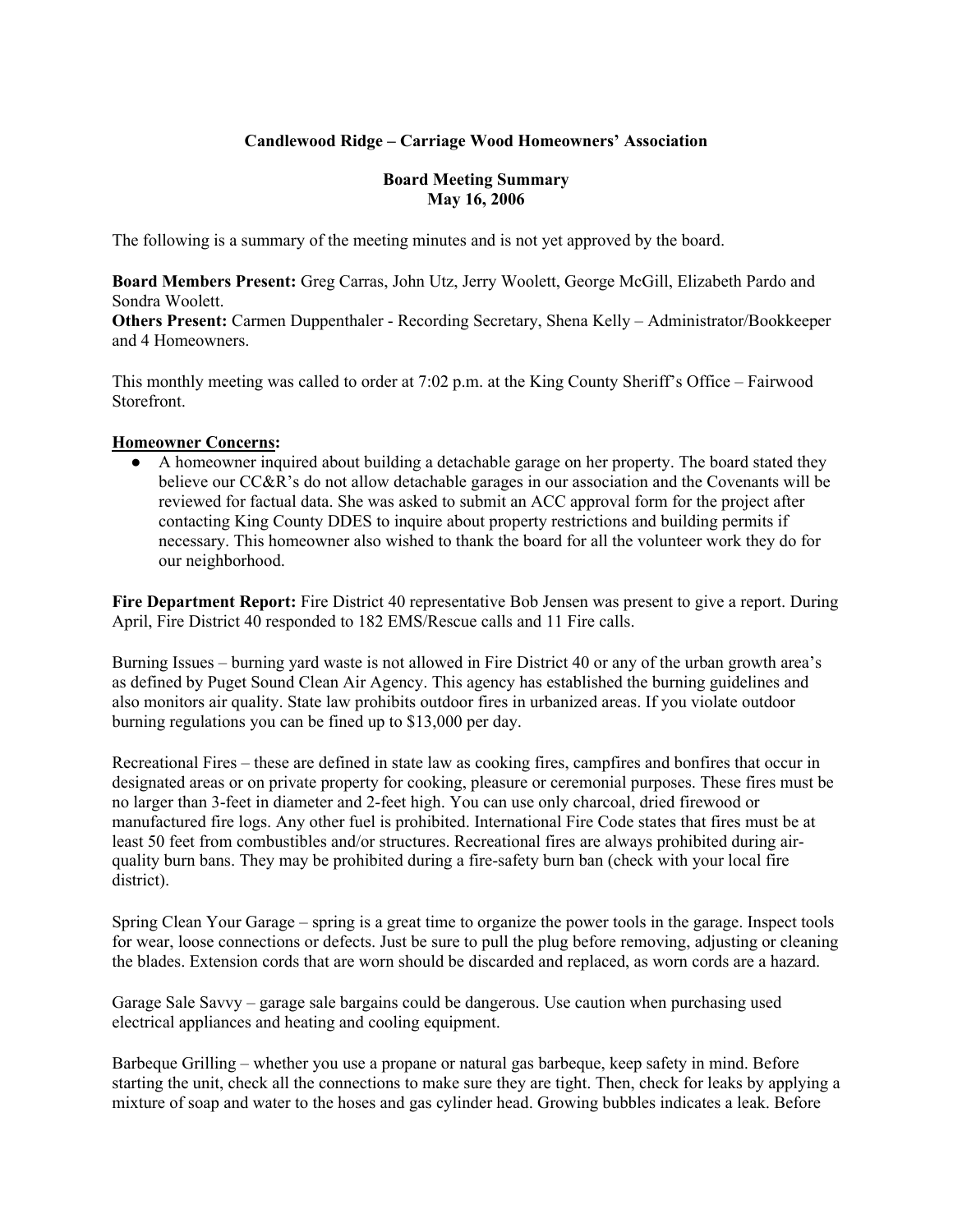**Candlewood Ridge – Carriage Wood Homeowners' Association**

**Board Meeting Summary**
**May 16, 2006**

The following is a summary of the meeting minutes and is not yet approved by the board.

**Board Members Present:** Greg Carras, John Utz, Jerry Woolett, George McGill, Elizabeth Pardo and Sondra Woolett.
**Others Present:** Carmen Duppenthaler - Recording Secretary, Shena Kelly – Administrator/Bookkeeper and 4 Homeowners.

This monthly meeting was called to order at 7:02 p.m. at the King County Sheriff's Office – Fairwood Storefront.

**Homeowner Concerns:**

- A homeowner inquired about building a detachable garage on her property. The board stated they believe our CC&R's do not allow detachable garages in our association and the Covenants will be reviewed for factual data. She was asked to submit an ACC approval form for the project after contacting King County DDES to inquire about property restrictions and building permits if necessary. This homeowner also wished to thank the board for all the volunteer work they do for our neighborhood.

**Fire Department Report:** Fire District 40 representative Bob Jensen was present to give a report. During April, Fire District 40 responded to 182 EMS/Rescue calls and 11 Fire calls.

Burning Issues – burning yard waste is not allowed in Fire District 40 or any of the urban growth area's as defined by Puget Sound Clean Air Agency. This agency has established the burning guidelines and also monitors air quality. State law prohibits outdoor fires in urbanized areas. If you violate outdoor burning regulations you can be fined up to $13,000 per day.

Recreational Fires – these are defined in state law as cooking fires, campfires and bonfires that occur in designated areas or on private property for cooking, pleasure or ceremonial purposes. These fires must be no larger than 3-feet in diameter and 2-feet high. You can use only charcoal, dried firewood or manufactured fire logs. Any other fuel is prohibited. International Fire Code states that fires must be at least 50 feet from combustibles and/or structures. Recreational fires are always prohibited during air-quality burn bans. They may be prohibited during a fire-safety burn ban (check with your local fire district).

Spring Clean Your Garage – spring is a great time to organize the power tools in the garage. Inspect tools for wear, loose connections or defects. Just be sure to pull the plug before removing, adjusting or cleaning the blades. Extension cords that are worn should be discarded and replaced, as worn cords are a hazard.

Garage Sale Savvy – garage sale bargains could be dangerous. Use caution when purchasing used electrical appliances and heating and cooling equipment.

Barbeque Grilling – whether you use a propane or natural gas barbeque, keep safety in mind. Before starting the unit, check all the connections to make sure they are tight. Then, check for leaks by applying a mixture of soap and water to the hoses and gas cylinder head. Growing bubbles indicates a leak. Before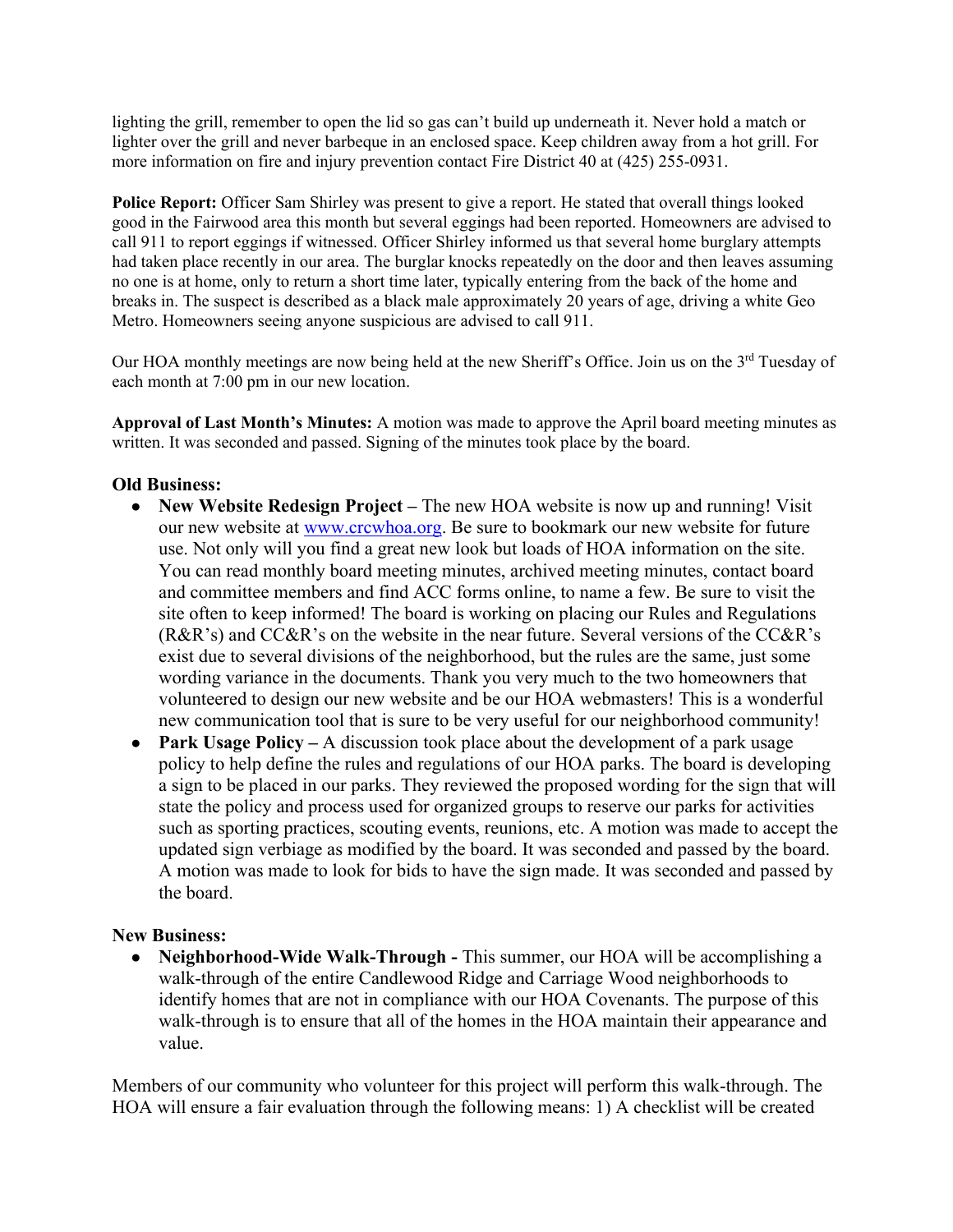lighting the grill, remember to open the lid so gas can't build up underneath it. Never hold a match or lighter over the grill and never barbeque in an enclosed space. Keep children away from a hot grill. For more information on fire and injury prevention contact Fire District 40 at (425) 255-0931.

**Police Report:** Officer Sam Shirley was present to give a report. He stated that overall things looked good in the Fairwood area this month but several eggings had been reported. Homeowners are advised to call 911 to report eggings if witnessed. Officer Shirley informed us that several home burglary attempts had taken place recently in our area. The burglar knocks repeatedly on the door and then leaves assuming no one is at home, only to return a short time later, typically entering from the back of the home and breaks in. The suspect is described as a black male approximately 20 years of age, driving a white Geo Metro. Homeowners seeing anyone suspicious are advised to call 911.

Our HOA monthly meetings are now being held at the new Sheriff's Office. Join us on the 3rd Tuesday of each month at 7:00 pm in our new location.

**Approval of Last Month's Minutes:** A motion was made to approve the April board meeting minutes as written. It was seconded and passed. Signing of the minutes took place by the board.

**Old Business:**

- **New Website Redesign Project –** The new HOA website is now up and running! Visit our new website at www.crcwhoa.org. Be sure to bookmark our new website for future use. Not only will you find a great new look but loads of HOA information on the site. You can read monthly board meeting minutes, archived meeting minutes, contact board and committee members and find ACC forms online, to name a few. Be sure to visit the site often to keep informed! The board is working on placing our Rules and Regulations (R&R's) and CC&R's on the website in the near future. Several versions of the CC&R's exist due to several divisions of the neighborhood, but the rules are the same, just some wording variance in the documents. Thank you very much to the two homeowners that volunteered to design our new website and be our HOA webmasters! This is a wonderful new communication tool that is sure to be very useful for our neighborhood community!
- **Park Usage Policy –** A discussion took place about the development of a park usage policy to help define the rules and regulations of our HOA parks. The board is developing a sign to be placed in our parks. They reviewed the proposed wording for the sign that will state the policy and process used for organized groups to reserve our parks for activities such as sporting practices, scouting events, reunions, etc. A motion was made to accept the updated sign verbiage as modified by the board. It was seconded and passed by the board. A motion was made to look for bids to have the sign made. It was seconded and passed by the board.

**New Business:**

- **Neighborhood-Wide Walk-Through -** This summer, our HOA will be accomplishing a walk-through of the entire Candlewood Ridge and Carriage Wood neighborhoods to identify homes that are not in compliance with our HOA Covenants. The purpose of this walk-through is to ensure that all of the homes in the HOA maintain their appearance and value.

Members of our community who volunteer for this project will perform this walk-through. The HOA will ensure a fair evaluation through the following means: 1) A checklist will be created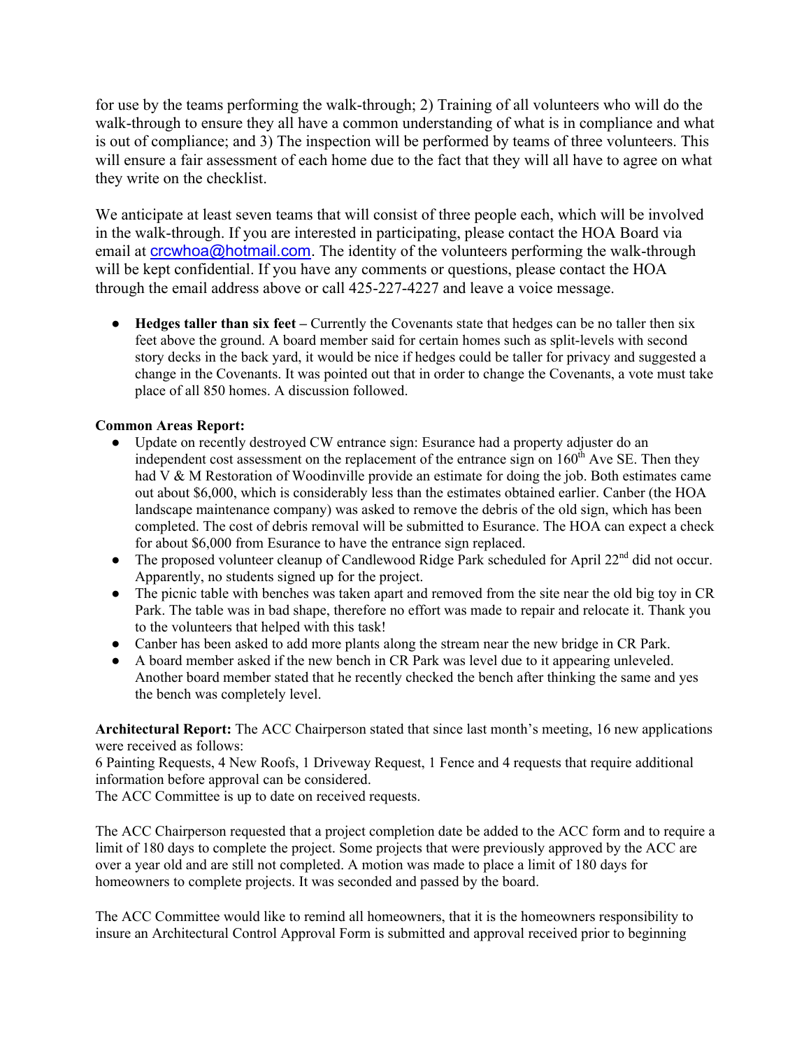for use by the teams performing the walk-through; 2) Training of all volunteers who will do the walk-through to ensure they all have a common understanding of what is in compliance and what is out of compliance; and 3) The inspection will be performed by teams of three volunteers. This will ensure a fair assessment of each home due to the fact that they will all have to agree on what they write on the checklist.

We anticipate at least seven teams that will consist of three people each, which will be involved in the walk-through. If you are interested in participating, please contact the HOA Board via email at crcwhoa@hotmail.com. The identity of the volunteers performing the walk-through will be kept confidential. If you have any comments or questions, please contact the HOA through the email address above or call 425-227-4227 and leave a voice message.

- **Hedges taller than six feet –** Currently the Covenants state that hedges can be no taller then six feet above the ground. A board member said for certain homes such as split-levels with second story decks in the back yard, it would be nice if hedges could be taller for privacy and suggested a change in the Covenants. It was pointed out that in order to change the Covenants, a vote must take place of all 850 homes. A discussion followed.

**Common Areas Report:**

- Update on recently destroyed CW entrance sign: Esurance had a property adjuster do an independent cost assessment on the replacement of the entrance sign on 160th Ave SE. Then they had V & M Restoration of Woodinville provide an estimate for doing the job. Both estimates came out about $6,000, which is considerably less than the estimates obtained earlier. Canber (the HOA landscape maintenance company) was asked to remove the debris of the old sign, which has been completed. The cost of debris removal will be submitted to Esurance. The HOA can expect a check for about $6,000 from Esurance to have the entrance sign replaced.
- The proposed volunteer cleanup of Candlewood Ridge Park scheduled for April 22nd did not occur. Apparently, no students signed up for the project.
- The picnic table with benches was taken apart and removed from the site near the old big toy in CR Park. The table was in bad shape, therefore no effort was made to repair and relocate it. Thank you to the volunteers that helped with this task!
- Canber has been asked to add more plants along the stream near the new bridge in CR Park.
- A board member asked if the new bench in CR Park was level due to it appearing unleveled. Another board member stated that he recently checked the bench after thinking the same and yes the bench was completely level.

**Architectural Report:** The ACC Chairperson stated that since last month's meeting, 16 new applications were received as follows:
6 Painting Requests, 4 New Roofs, 1 Driveway Request, 1 Fence and 4 requests that require additional information before approval can be considered.
The ACC Committee is up to date on received requests.

The ACC Chairperson requested that a project completion date be added to the ACC form and to require a limit of 180 days to complete the project. Some projects that were previously approved by the ACC are over a year old and are still not completed. A motion was made to place a limit of 180 days for homeowners to complete projects. It was seconded and passed by the board.

The ACC Committee would like to remind all homeowners, that it is the homeowners responsibility to insure an Architectural Control Approval Form is submitted and approval received prior to beginning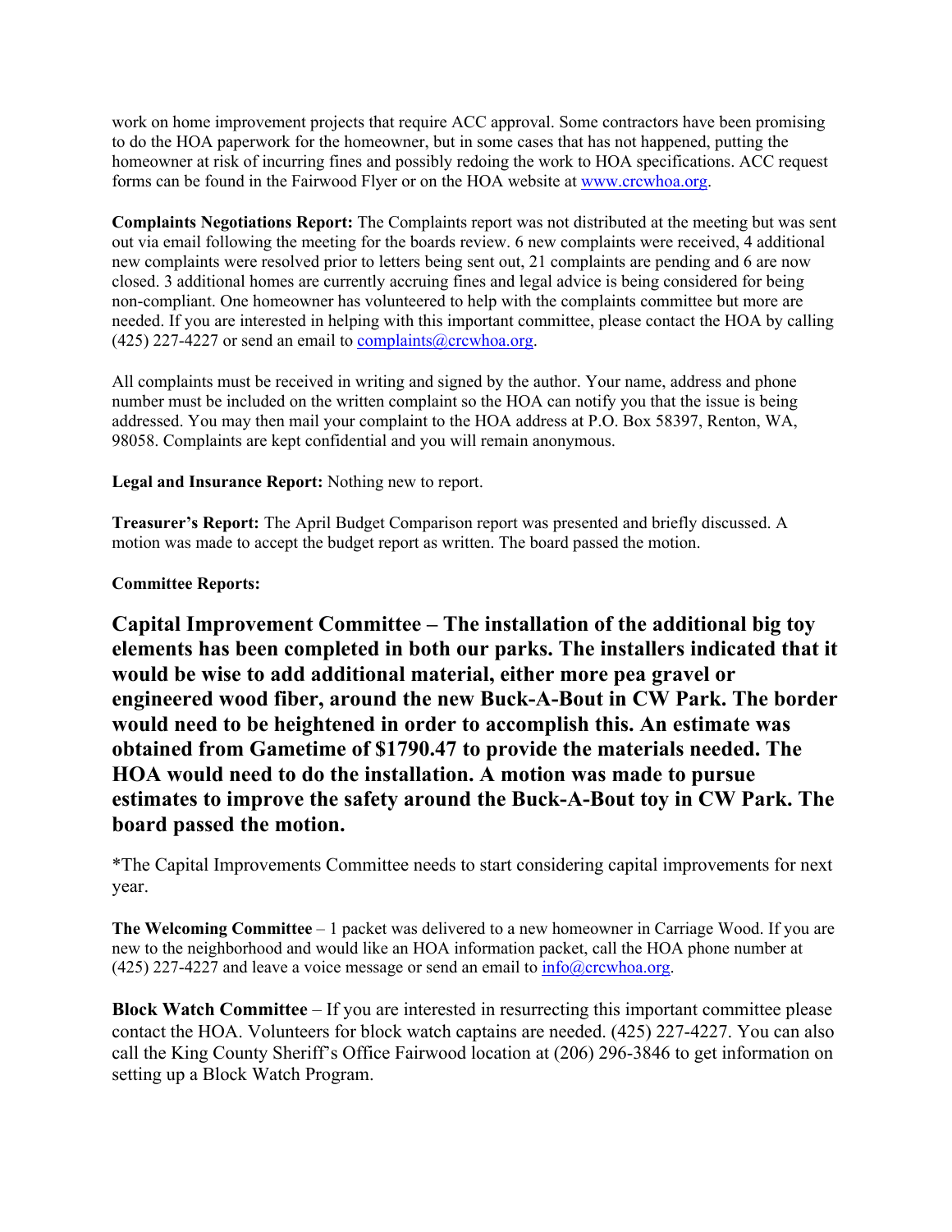work on home improvement projects that require ACC approval. Some contractors have been promising to do the HOA paperwork for the homeowner, but in some cases that has not happened, putting the homeowner at risk of incurring fines and possibly redoing the work to HOA specifications. ACC request forms can be found in the Fairwood Flyer or on the HOA website at www.crcwhoa.org.

**Complaints Negotiations Report:** The Complaints report was not distributed at the meeting but was sent out via email following the meeting for the boards review. 6 new complaints were received, 4 additional new complaints were resolved prior to letters being sent out, 21 complaints are pending and 6 are now closed. 3 additional homes are currently accruing fines and legal advice is being considered for being non-compliant. One homeowner has volunteered to help with the complaints committee but more are needed. If you are interested in helping with this important committee, please contact the HOA by calling (425) 227-4227 or send an email to complaints@crcwhoa.org.

All complaints must be received in writing and signed by the author. Your name, address and phone number must be included on the written complaint so the HOA can notify you that the issue is being addressed. You may then mail your complaint to the HOA address at P.O. Box 58397, Renton, WA, 98058. Complaints are kept confidential and you will remain anonymous.

**Legal and Insurance Report:** Nothing new to report.

**Treasurer's Report:** The April Budget Comparison report was presented and briefly discussed. A motion was made to accept the budget report as written. The board passed the motion.

**Committee Reports:**

**Capital Improvement Committee – The installation of the additional big toy elements has been completed in both our parks. The installers indicated that it would be wise to add additional material, either more pea gravel or engineered wood fiber, around the new Buck-A-Bout in CW Park. The border would need to be heightened in order to accomplish this. An estimate was obtained from Gametime of $1790.47 to provide the materials needed. The HOA would need to do the installation. A motion was made to pursue estimates to improve the safety around the Buck-A-Bout toy in CW Park. The board passed the motion.**

*The Capital Improvements Committee needs to start considering capital improvements for next year.

**The Welcoming Committee** – 1 packet was delivered to a new homeowner in Carriage Wood. If you are new to the neighborhood and would like an HOA information packet, call the HOA phone number at (425) 227-4227 and leave a voice message or send an email to info@crcwhoa.org.

**Block Watch Committee** – If you are interested in resurrecting this important committee please contact the HOA. Volunteers for block watch captains are needed. (425) 227-4227. You can also call the King County Sheriff's Office Fairwood location at (206) 296-3846 to get information on setting up a Block Watch Program.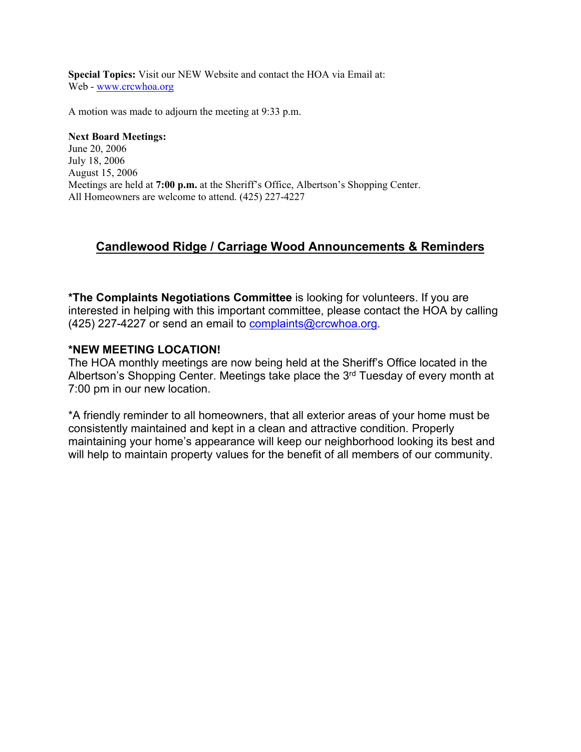**Special Topics:** Visit our NEW Website and contact the HOA via Email at:
Web - www.crcwhoa.org

A motion was made to adjourn the meeting at 9:33 p.m.

**Next Board Meetings:**
June 20, 2006
July 18, 2006
August 15, 2006
Meetings are held at **7:00 p.m.** at the Sheriff's Office, Albertson's Shopping Center.
All Homeowners are welcome to attend. (425) 227-4227

## Candlewood Ridge / Carriage Wood Announcements & Reminders

***The Complaints Negotiations Committee** is looking for volunteers. If you are interested in helping with this important committee, please contact the HOA by calling (425) 227-4227 or send an email to complaints@crcwhoa.org.

***NEW MEETING LOCATION!**
The HOA monthly meetings are now being held at the Sheriff's Office located in the Albertson's Shopping Center. Meetings take place the 3rd Tuesday of every month at 7:00 pm in our new location.

*A friendly reminder to all homeowners, that all exterior areas of your home must be consistently maintained and kept in a clean and attractive condition. Properly maintaining your home's appearance will keep our neighborhood looking its best and will help to maintain property values for the benefit of all members of our community.